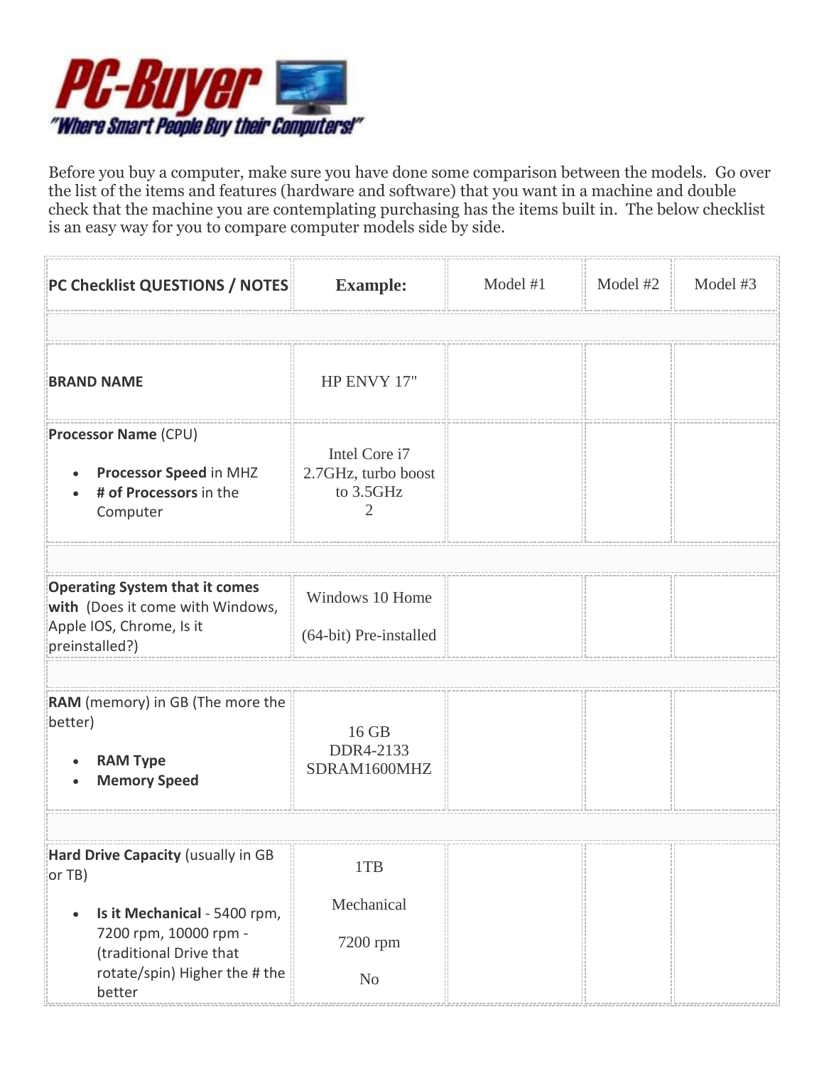**PC-Buyer**

*"Where Smart People Buy their Computers!"*

Before you buy a computer, make sure you have done some comparison between the models. Go over the list of the items and features (hardware and software) that you want in a machine and double check that the machine you are contemplating purchasing has the items built in. The below checklist is an easy way for you to compare computer models side by side.

| PC Checklist QUESTIONS / NOTES | Example: | Model #1 | Model #2 | Model #3 |
|---|---|---|---|---|
| | | | | |
| **BRAND NAME** | HP ENVY 17" | | | |
| **Processor Name** (CPU)<br>• **Processor Speed** in MHZ<br>• **# of Processors** in the Computer | Intel Core i7<br>2.7GHz, turbo boost to 3.5GHz<br>2 | | | |
| | | | | |
| **Operating System that it comes with** (Does it come with Windows, Apple IOS, Chrome, Is it preinstalled?) | Windows 10 Home<br>(64-bit) Pre-installed | | | |
| | | | | |
| **RAM** (memory) in GB (The more the better)<br>• **RAM Type**<br>• **Memory Speed** | 16 GB<br>DDR4-2133<br>SDRAM1600MHZ | | | |
| | | | | |
| **Hard Drive Capacity** (usually in GB or TB)<br>• **Is it Mechanical** - 5400 rpm, 7200 rpm, 10000 rpm - (traditional Drive that rotate/spin) Higher the # the better | 1TB<br>Mechanical<br>7200 rpm<br>No | | | |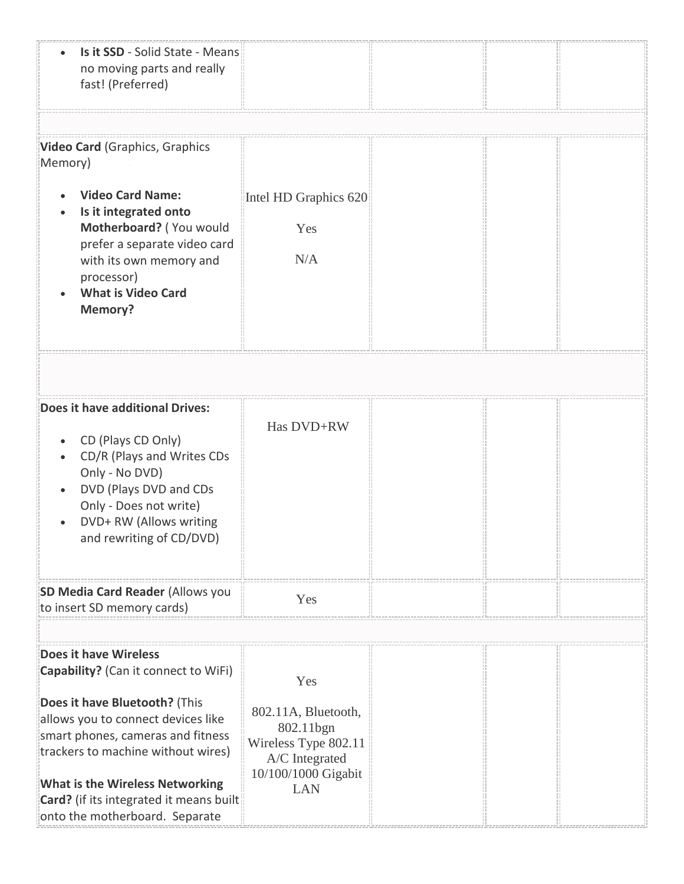| | | | | |
|---|---|---|---|---|
| • **Is it SSD** - Solid State - Means no moving parts and really fast! (Preferred) | | | | |
| | | | | |
| **Video Card** (Graphics, Graphics Memory)<br><br>• **Video Card Name:**<br>• **Is it integrated onto Motherboard?** ( You would prefer a separate video card with its own memory and processor)<br>• **What is Video Card Memory?** | Intel HD Graphics 620<br><br>Yes<br><br>N/A | | | |
| | | | | |
| **Does it have additional Drives:**<br><br>• CD (Plays CD Only)<br>• CD/R (Plays and Writes CDs Only - No DVD)<br>• DVD (Plays DVD and CDs Only - Does not write)<br>• DVD+ RW (Allows writing and rewriting of CD/DVD) | Has DVD+RW | | | |
| **SD Media Card Reader** (Allows you to insert SD memory cards) | Yes | | | |
| | | | | |
| **Does it have Wireless Capability?** (Can it connect to WiFi)<br><br>**Does it have Bluetooth?** (This allows you to connect devices like smart phones, cameras and fitness trackers to machine without wires)<br><br>**What is the Wireless Networking Card?** (if its integrated it means built onto the motherboard. Separate | Yes<br><br>802.11A, Bluetooth, 802.11bgn Wireless Type 802.11 A/C Integrated 10/100/1000 Gigabit LAN | | | |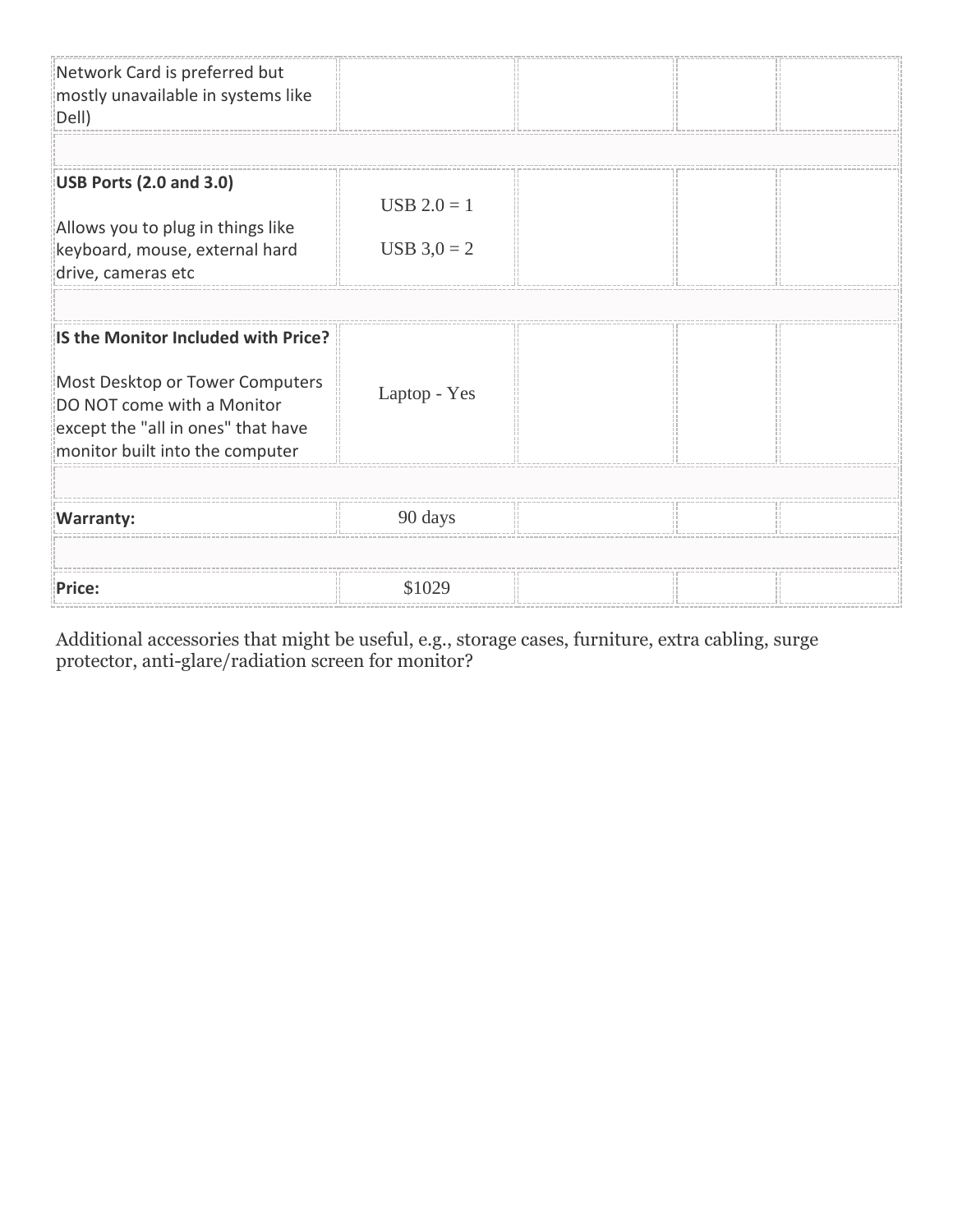| | | | | |
|---|---|---|---|---|
| Network Card is preferred but mostly unavailable in systems like Dell) | | | | |
| | | | | |
| **USB Ports (2.0 and 3.0)**<br><br>Allows you to plug in things like keyboard, mouse, external hard drive, cameras etc | USB 2.0 = 1<br><br>USB 3,0 = 2 | | | |
| | | | | |
| **IS the Monitor Included with Price?**<br><br>Most Desktop or Tower Computers DO NOT come with a Monitor except the "all in ones" that have monitor built into the computer | Laptop - Yes | | | |
| | | | | |
| **Warranty:** | 90 days | | | |
| | | | | |
| **Price:** | $1029 | | | |

Additional accessories that might be useful, e.g., storage cases, furniture, extra cabling, surge protector, anti-glare/radiation screen for monitor?